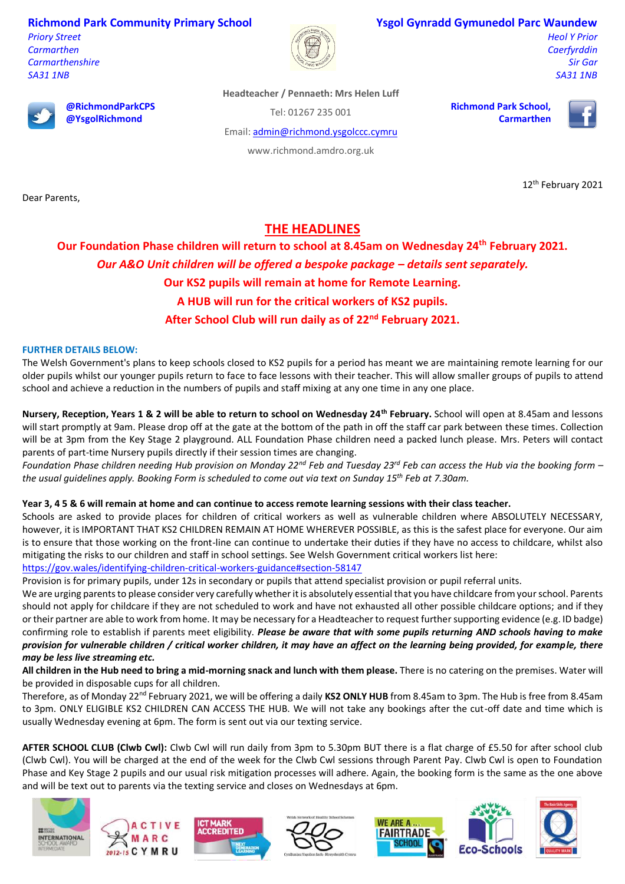**Richmond Park Community Primary School**
*Priory Street*
*Carmarthen*
*Carmarthenshire*
*SA31 1NB*

**Ysgol Gynradd Gymunedol Parc Waundew**
*Heol Y Prior*
*Caerfyrddin*
*Sir Gar*
*SA31 1NB*

**Headteacher / Pennaeth: Mrs Helen Luff**

**@RichmondParkCPS**
**@YsgolRichmond**

Tel: 01267 235 001

Email: admin@richmond.ysgolccc.cymru

www.richmond.amdro.org.uk

**Richmond Park School, Carmarthen**

12th February 2021

Dear Parents,

# THE HEADLINES

**Our Foundation Phase children will return to school at 8.45am on Wednesday 24th February 2021.**

***Our A&O Unit children will be offered a bespoke package – details sent separately.***

**Our KS2 pupils will remain at home for Remote Learning.**

**A HUB will run for the critical workers of KS2 pupils.**

**After School Club will run daily as of 22nd February 2021.**

**FURTHER DETAILS BELOW:**

The Welsh Government's plans to keep schools closed to KS2 pupils for a period has meant we are maintaining remote learning for our older pupils whilst our younger pupils return to face to face lessons with their teacher. This will allow smaller groups of pupils to attend school and achieve a reduction in the numbers of pupils and staff mixing at any one time in any one place.

**Nursery, Reception, Years 1 & 2 will be able to return to school on Wednesday 24th February.** School will open at 8.45am and lessons will start promptly at 9am. Please drop off at the gate at the bottom of the path in off the staff car park between these times. Collection will be at 3pm from the Key Stage 2 playground. ALL Foundation Phase children need a packed lunch please. Mrs. Peters will contact parents of part-time Nursery pupils directly if their session times are changing.
*Foundation Phase children needing Hub provision on Monday 22nd Feb and Tuesday 23rd Feb can access the Hub via the booking form – the usual guidelines apply. Booking Form is scheduled to come out via text on Sunday 15th Feb at 7.30am.*

**Year 3, 4 5 & 6 will remain at home and can continue to access remote learning sessions with their class teacher.**
Schools are asked to provide places for children of critical workers as well as vulnerable children where ABSOLUTELY NECESSARY, however, it is IMPORTANT THAT KS2 CHILDREN REMAIN AT HOME WHEREVER POSSIBLE, as this is the safest place for everyone. Our aim is to ensure that those working on the front-line can continue to undertake their duties if they have no access to childcare, whilst also mitigating the risks to our children and staff in school settings. See Welsh Government critical workers list here:
https://gov.wales/identifying-children-critical-workers-guidance#section-58147
Provision is for primary pupils, under 12s in secondary or pupils that attend specialist provision or pupil referral units.
We are urging parents to please consider very carefully whether it is absolutely essential that you have childcare from your school. Parents should not apply for childcare if they are not scheduled to work and have not exhausted all other possible childcare options; and if they or their partner are able to work from home. It may be necessary for a Headteacher to request further supporting evidence (e.g. ID badge) confirming role to establish if parents meet eligibility. ***Please be aware that with some pupils returning AND schools having to make provision for vulnerable children / critical worker children, it may have an affect on the learning being provided, for example, there may be less live streaming etc.***
**All children in the Hub need to bring a mid-morning snack and lunch with them please.** There is no catering on the premises. Water will be provided in disposable cups for all children.
Therefore, as of Monday 22nd February 2021, we will be offering a daily **KS2 ONLY HUB** from 8.45am to 3pm. The Hub is free from 8.45am to 3pm. ONLY ELIGIBLE KS2 CHILDREN CAN ACCESS THE HUB. We will not take any bookings after the cut-off date and time which is usually Wednesday evening at 6pm. The form is sent out via our texting service.

**AFTER SCHOOL CLUB (Clwb Cwl):** Clwb Cwl will run daily from 3pm to 5.30pm BUT there is a flat charge of £5.50 for after school club (Clwb Cwl). You will be charged at the end of the week for the Clwb Cwl sessions through Parent Pay. Clwb Cwl is open to Foundation Phase and Key Stage 2 pupils and our usual risk mitigation processes will adhere. Again, the booking form is the same as the one above and will be text out to parents via the texting service and closes on Wednesdays at 6pm.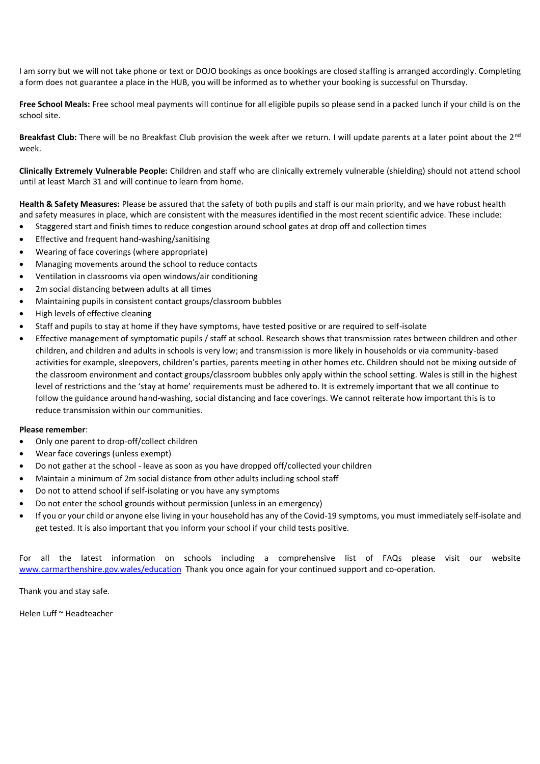I am sorry but we will not take phone or text or DOJO bookings as once bookings are closed staffing is arranged accordingly. Completing a form does not guarantee a place in the HUB, you will be informed as to whether your booking is successful on Thursday.

**Free School Meals:** Free school meal payments will continue for all eligible pupils so please send in a packed lunch if your child is on the school site.

**Breakfast Club:** There will be no Breakfast Club provision the week after we return. I will update parents at a later point about the 2nd week.

**Clinically Extremely Vulnerable People:** Children and staff who are clinically extremely vulnerable (shielding) should not attend school until at least March 31 and will continue to learn from home.

**Health & Safety Measures:** Please be assured that the safety of both pupils and staff is our main priority, and we have robust health and safety measures in place, which are consistent with the measures identified in the most recent scientific advice. These include:

- Staggered start and finish times to reduce congestion around school gates at drop off and collection times
- Effective and frequent hand-washing/sanitising
- Wearing of face coverings (where appropriate)
- Managing movements around the school to reduce contacts
- Ventilation in classrooms via open windows/air conditioning
- 2m social distancing between adults at all times
- Maintaining pupils in consistent contact groups/classroom bubbles
- High levels of effective cleaning
- Staff and pupils to stay at home if they have symptoms, have tested positive or are required to self-isolate
- Effective management of symptomatic pupils / staff at school. Research shows that transmission rates between children and other children, and children and adults in schools is very low; and transmission is more likely in households or via community-based activities for example, sleepovers, children's parties, parents meeting in other homes etc. Children should not be mixing outside of the classroom environment and contact groups/classroom bubbles only apply within the school setting. Wales is still in the highest level of restrictions and the 'stay at home' requirements must be adhered to. It is extremely important that we all continue to follow the guidance around hand-washing, social distancing and face coverings. We cannot reiterate how important this is to reduce transmission within our communities.

**Please remember**:

- Only one parent to drop-off/collect children
- Wear face coverings (unless exempt)
- Do not gather at the school - leave as soon as you have dropped off/collected your children
- Maintain a minimum of 2m social distance from other adults including school staff
- Do not to attend school if self-isolating or you have any symptoms
- Do not enter the school grounds without permission (unless in an emergency)
- If you or your child or anyone else living in your household has any of the Covid-19 symptoms, you must immediately self-isolate and get tested. It is also important that you inform your school if your child tests positive.

For all the latest information on schools including a comprehensive list of FAQs please visit our website [www.carmarthenshire.gov.wales/education](http://www.carmarthenshire.gov.wales/education) Thank you once again for your continued support and co-operation.

Thank you and stay safe.

Helen Luff ~ Headteacher